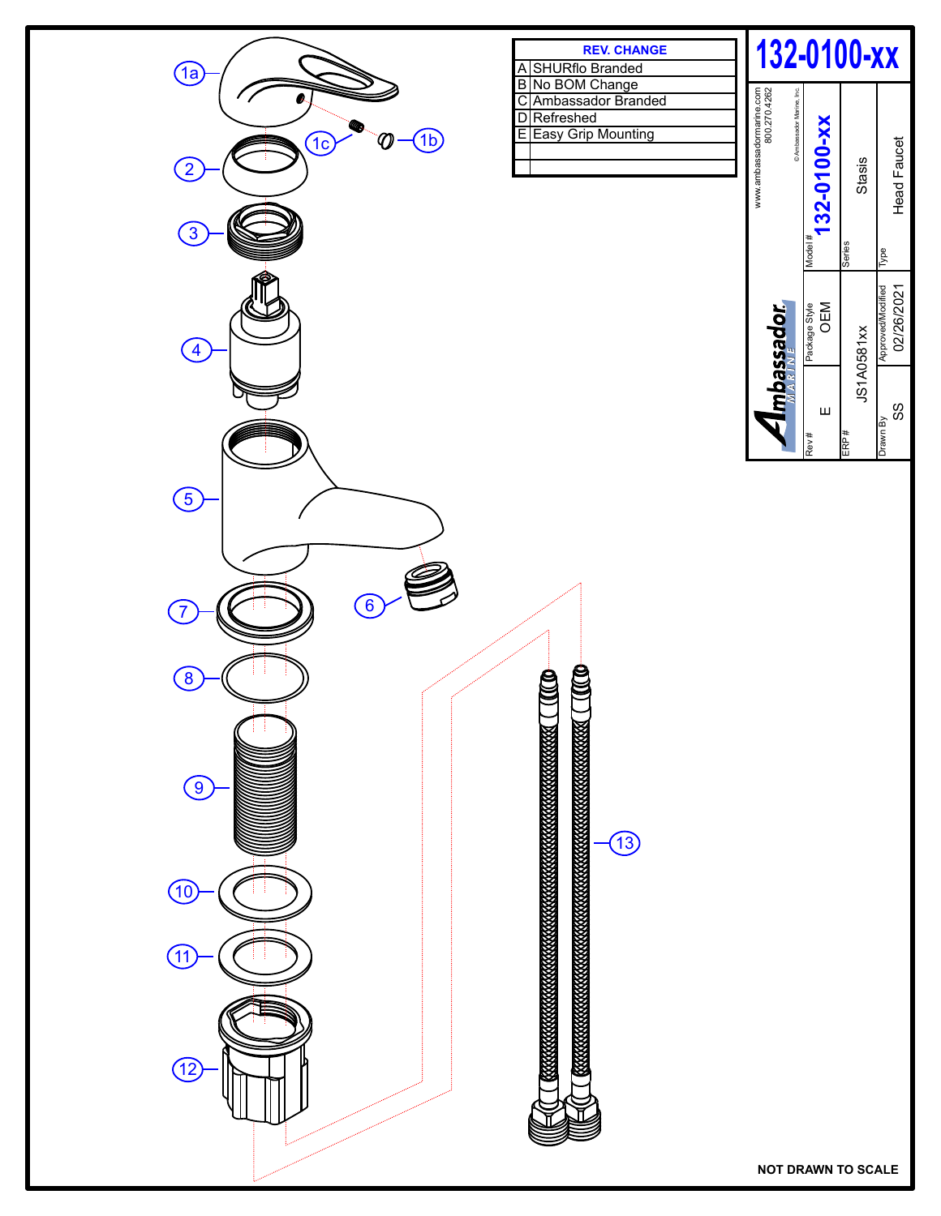# 132-0100-xx

| REV. CHANGE | |
|---|---|
| A | SHURflo Branded |
| B | No BOM Change |
| C | Ambassador Branded |
| D | Refreshed |
| E | Easy Grip Mounting |
| | |
| | |

Ambassador MARINE

www.ambassadormarine.com
800.270.4262

© Ambassador Marine, Inc.

| Rev # | Package Style | Model # |
|---|---|---|
| E | OEM | 132-0100-xx |

| ERP # | Series |
|---|---|
| JS1A0581xx | Stasis |

| Drawn By | Approved/Modified | Type |
|---|---|---|
| SS | 02/26/2021 | Head Faucet |

1a, 1b, 1c, 2, 3, 4, 5, 6, 7, 8, 9, 10, 11, 12, 13

NOT DRAWN TO SCALE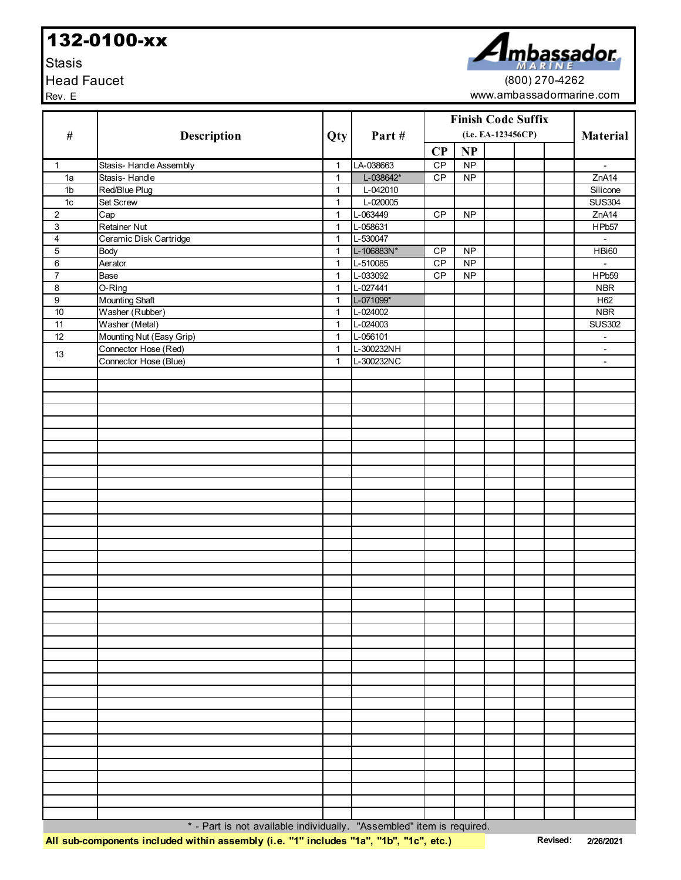# 132-0100-xx

Stasis

Head Faucet

Rev. E

Ambassador Marine

(800) 270-4262

www.ambassadormarine.com

| # | Description | Qty | Part # | Finish Code Suffix (i.e. EA-123456CP) | | | | | Material |
|---|---|---|---|---|---|---|---|---|---|
| | | | | CP | NP | | | | |
| 1 | Stasis- Handle Assembly | 1 | LA-038663 | CP | NP | | | | - |
| 1a | Stasis- Handle | 1 | L-038642* | CP | NP | | | | ZnA14 |
| 1b | Red/Blue Plug | 1 | L-042010 | | | | | | Silicone |
| 1c | Set Screw | 1 | L-020005 | | | | | | SUS304 |
| 2 | Cap | 1 | L-063449 | CP | NP | | | | ZnA14 |
| 3 | Retainer Nut | 1 | L-058631 | | | | | | HPb57 |
| 4 | Ceramic Disk Cartridge | 1 | L-530047 | | | | | | - |
| 5 | Body | 1 | L-106883N* | CP | NP | | | | HBi60 |
| 6 | Aerator | 1 | L-510085 | CP | NP | | | | - |
| 7 | Base | 1 | L-033092 | CP | NP | | | | HPb59 |
| 8 | O-Ring | 1 | L-027441 | | | | | | NBR |
| 9 | Mounting Shaft | 1 | L-071099* | | | | | | H62 |
| 10 | Washer (Rubber) | 1 | L-024002 | | | | | | NBR |
| 11 | Washer (Metal) | 1 | L-024003 | | | | | | SUS302 |
| 12 | Mounting Nut (Easy Grip) | 1 | L-056101 | | | | | | - |
| 13 | Connector Hose (Red) | 1 | L-300232NH | | | | | | - |
| | Connector Hose (Blue) | 1 | L-300232NC | | | | | | - |

* - Part is not available individually. "Assembled" item is required.

**All sub-components included within assembly (i.e. "1" includes "1a", "1b", "1c", etc.)**

Revised: 2/26/2021